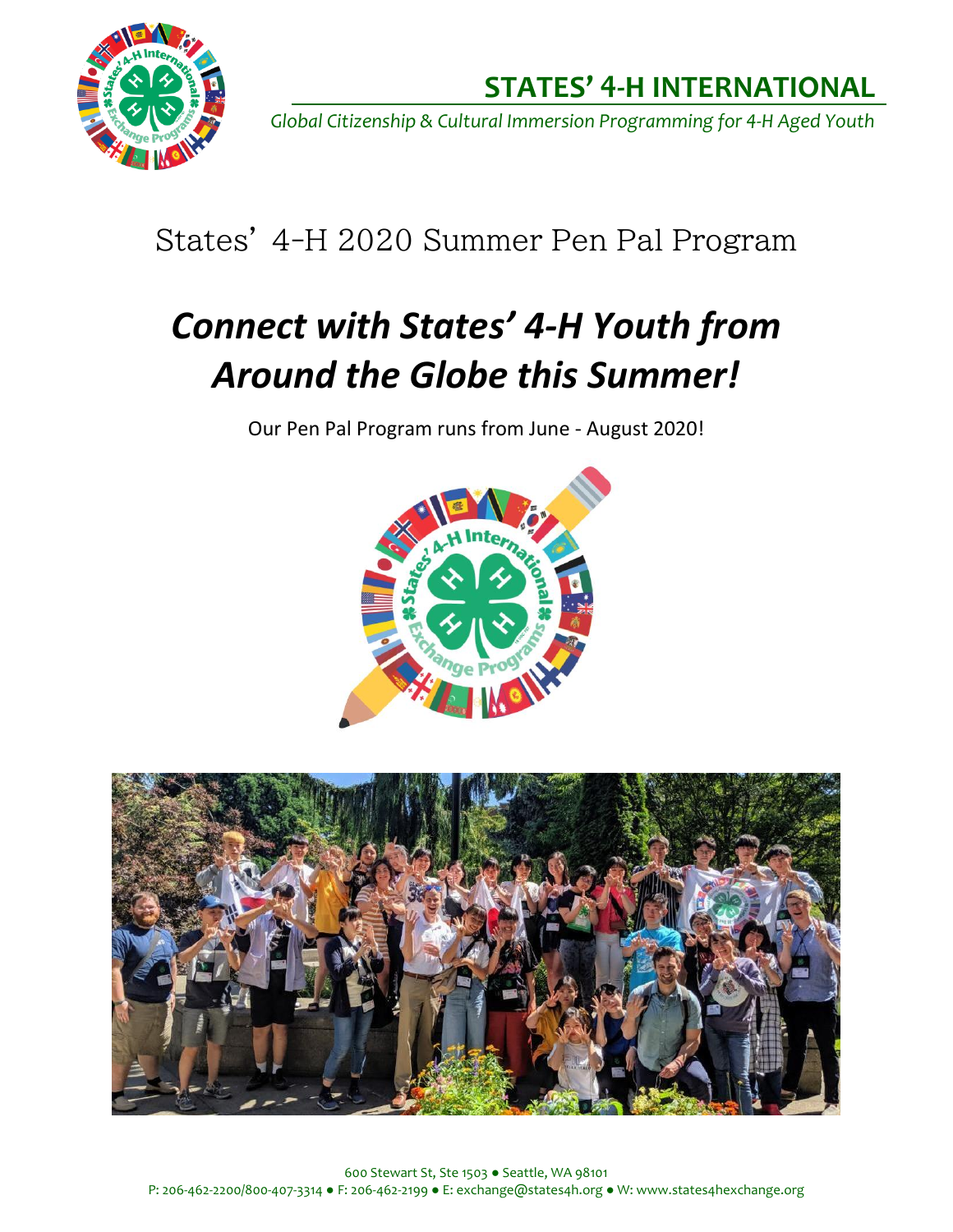# STATES' 4-H INTERNATIONAL

*Global Citizenship & Cultural Immersion Programming for 4-H Aged Youth*

## States' 4-H 2020 Summer Pen Pal Program

# *Connect with States' 4-H Youth from Around the Globe this Summer!*

Our Pen Pal Program runs from June - August 2020!

600 Stewart St, Ste 1503 ● Seattle, WA 98101
P: 206-462-2200/800-407-3314 ● F: 206-462-2199 ● E: exchange@states4h.org ● W: www.states4hexchange.org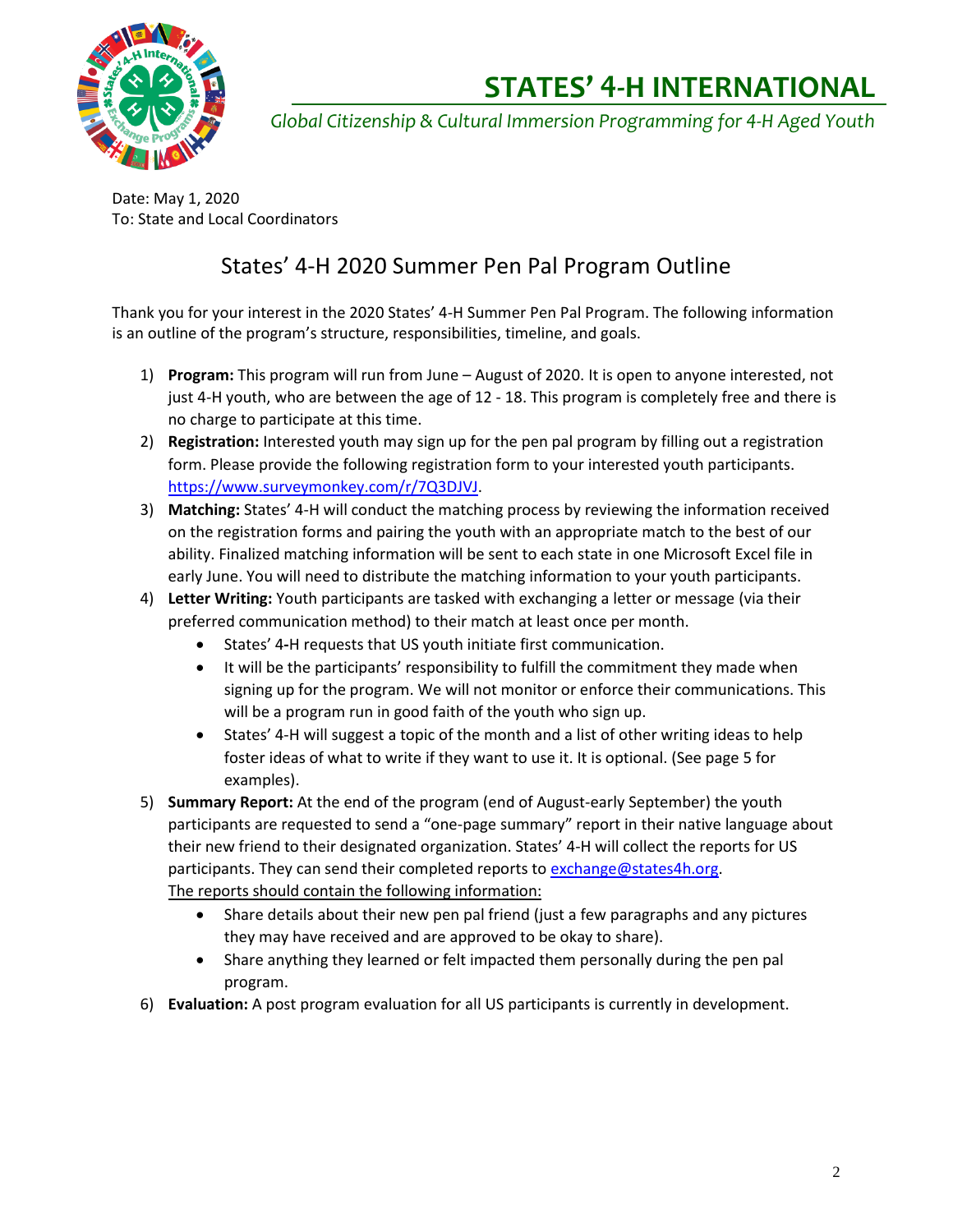# STATES' 4-H INTERNATIONAL

*Global Citizenship & Cultural Immersion Programming for 4-H Aged Youth*

Date: May 1, 2020
To: State and Local Coordinators

## States' 4-H 2020 Summer Pen Pal Program Outline

Thank you for your interest in the 2020 States' 4-H Summer Pen Pal Program. The following information is an outline of the program's structure, responsibilities, timeline, and goals.

1) **Program:** This program will run from June – August of 2020. It is open to anyone interested, not just 4-H youth, who are between the age of 12 - 18. This program is completely free and there is no charge to participate at this time.
2) **Registration:** Interested youth may sign up for the pen pal program by filling out a registration form. Please provide the following registration form to your interested youth participants. https://www.surveymonkey.com/r/7Q3DJVJ.
3) **Matching:** States' 4-H will conduct the matching process by reviewing the information received on the registration forms and pairing the youth with an appropriate match to the best of our ability. Finalized matching information will be sent to each state in one Microsoft Excel file in early June. You will need to distribute the matching information to your youth participants.
4) **Letter Writing:** Youth participants are tasked with exchanging a letter or message (via their preferred communication method) to their match at least once per month.
   - States' 4-H requests that US youth initiate first communication.
   - It will be the participants' responsibility to fulfill the commitment they made when signing up for the program. We will not monitor or enforce their communications. This will be a program run in good faith of the youth who sign up.
   - States' 4-H will suggest a topic of the month and a list of other writing ideas to help foster ideas of what to write if they want to use it. It is optional. (See page 5 for examples).
5) **Summary Report:** At the end of the program (end of August-early September) the youth participants are requested to send a "one-page summary" report in their native language about their new friend to their designated organization. States' 4-H will collect the reports for US participants. They can send their completed reports to exchange@states4h.org.
   The reports should contain the following information:
   - Share details about their new pen pal friend (just a few paragraphs and any pictures they may have received and are approved to be okay to share).
   - Share anything they learned or felt impacted them personally during the pen pal program.
6) **Evaluation:** A post program evaluation for all US participants is currently in development.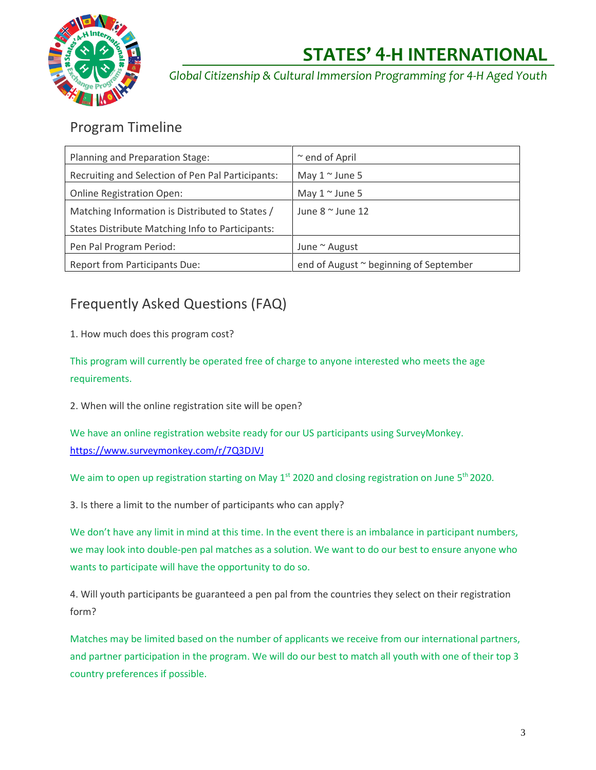# STATES' 4-H INTERNATIONAL

*Global Citizenship & Cultural Immersion Programming for 4-H Aged Youth*

## Program Timeline

| | |
|---|---|
| Planning and Preparation Stage: | ~ end of April |
| Recruiting and Selection of Pen Pal Participants: | May 1 ~ June 5 |
| Online Registration Open: | May 1 ~ June 5 |
| Matching Information is Distributed to States / States Distribute Matching Info to Participants: | June 8 ~ June 12 |
| Pen Pal Program Period: | June ~ August |
| Report from Participants Due: | end of August ~ beginning of September |

## Frequently Asked Questions (FAQ)

1. How much does this program cost?

This program will currently be operated free of charge to anyone interested who meets the age requirements.

2. When will the online registration site will be open?

We have an online registration website ready for our US participants using SurveyMonkey. https://www.surveymonkey.com/r/7Q3DJVJ

We aim to open up registration starting on May 1st 2020 and closing registration on June 5th 2020.

3. Is there a limit to the number of participants who can apply?

We don't have any limit in mind at this time. In the event there is an imbalance in participant numbers, we may look into double-pen pal matches as a solution. We want to do our best to ensure anyone who wants to participate will have the opportunity to do so.

4. Will youth participants be guaranteed a pen pal from the countries they select on their registration form?

Matches may be limited based on the number of applicants we receive from our international partners, and partner participation in the program. We will do our best to match all youth with one of their top 3 country preferences if possible.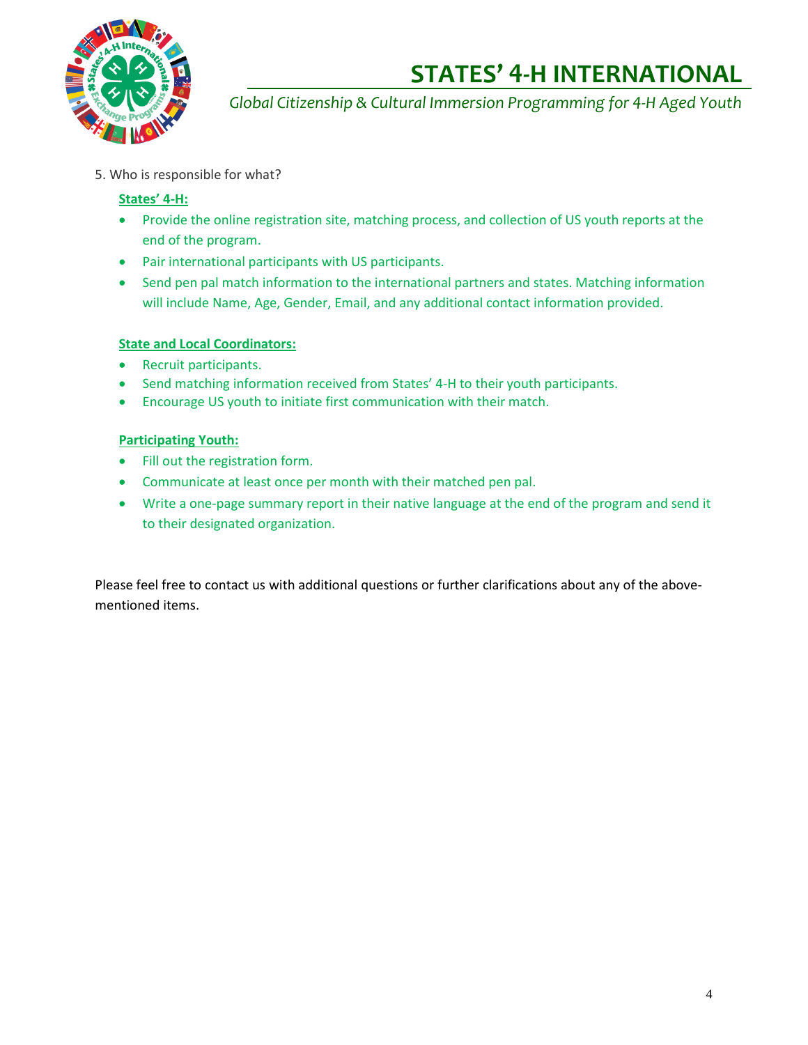5. Who is responsible for what?

**States' 4-H:**

- Provide the online registration site, matching process, and collection of US youth reports at the end of the program.
- Pair international participants with US participants.
- Send pen pal match information to the international partners and states. Matching information will include Name, Age, Gender, Email, and any additional contact information provided.

**State and Local Coordinators:**

- Recruit participants.
- Send matching information received from States' 4-H to their youth participants.
- Encourage US youth to initiate first communication with their match.

**Participating Youth:**

- Fill out the registration form.
- Communicate at least once per month with their matched pen pal.
- Write a one-page summary report in their native language at the end of the program and send it to their designated organization.

Please feel free to contact us with additional questions or further clarifications about any of the above-mentioned items.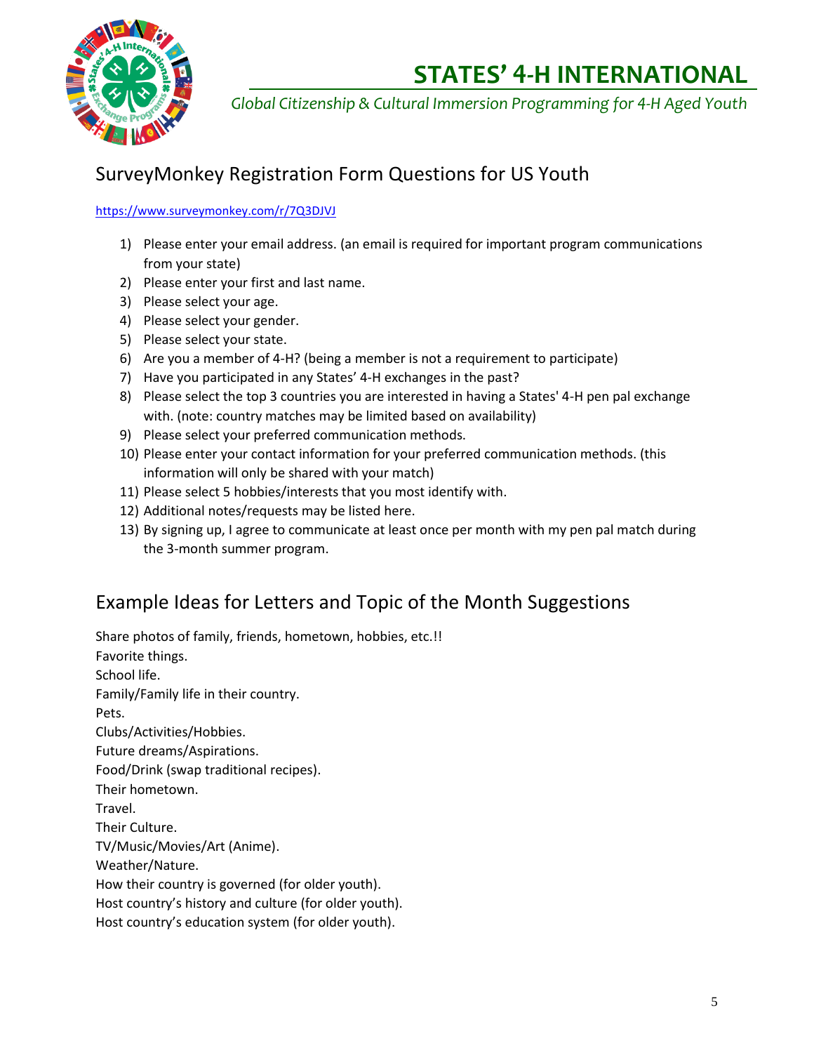# STATES' 4-H INTERNATIONAL

*Global Citizenship & Cultural Immersion Programming for 4-H Aged Youth*

## SurveyMonkey Registration Form Questions for US Youth

https://www.surveymonkey.com/r/7Q3DJVJ

1) Please enter your email address. (an email is required for important program communications from your state)
2) Please enter your first and last name.
3) Please select your age.
4) Please select your gender.
5) Please select your state.
6) Are you a member of 4-H? (being a member is not a requirement to participate)
7) Have you participated in any States' 4-H exchanges in the past?
8) Please select the top 3 countries you are interested in having a States' 4-H pen pal exchange with. (note: country matches may be limited based on availability)
9) Please select your preferred communication methods.
10) Please enter your contact information for your preferred communication methods. (this information will only be shared with your match)
11) Please select 5 hobbies/interests that you most identify with.
12) Additional notes/requests may be listed here.
13) By signing up, I agree to communicate at least once per month with my pen pal match during the 3-month summer program.

## Example Ideas for Letters and Topic of the Month Suggestions

Share photos of family, friends, hometown, hobbies, etc.!!
Favorite things.
School life.
Family/Family life in their country.
Pets.
Clubs/Activities/Hobbies.
Future dreams/Aspirations.
Food/Drink (swap traditional recipes).
Their hometown.
Travel.
Their Culture.
TV/Music/Movies/Art (Anime).
Weather/Nature.
How their country is governed (for older youth).
Host country's history and culture (for older youth).
Host country's education system (for older youth).